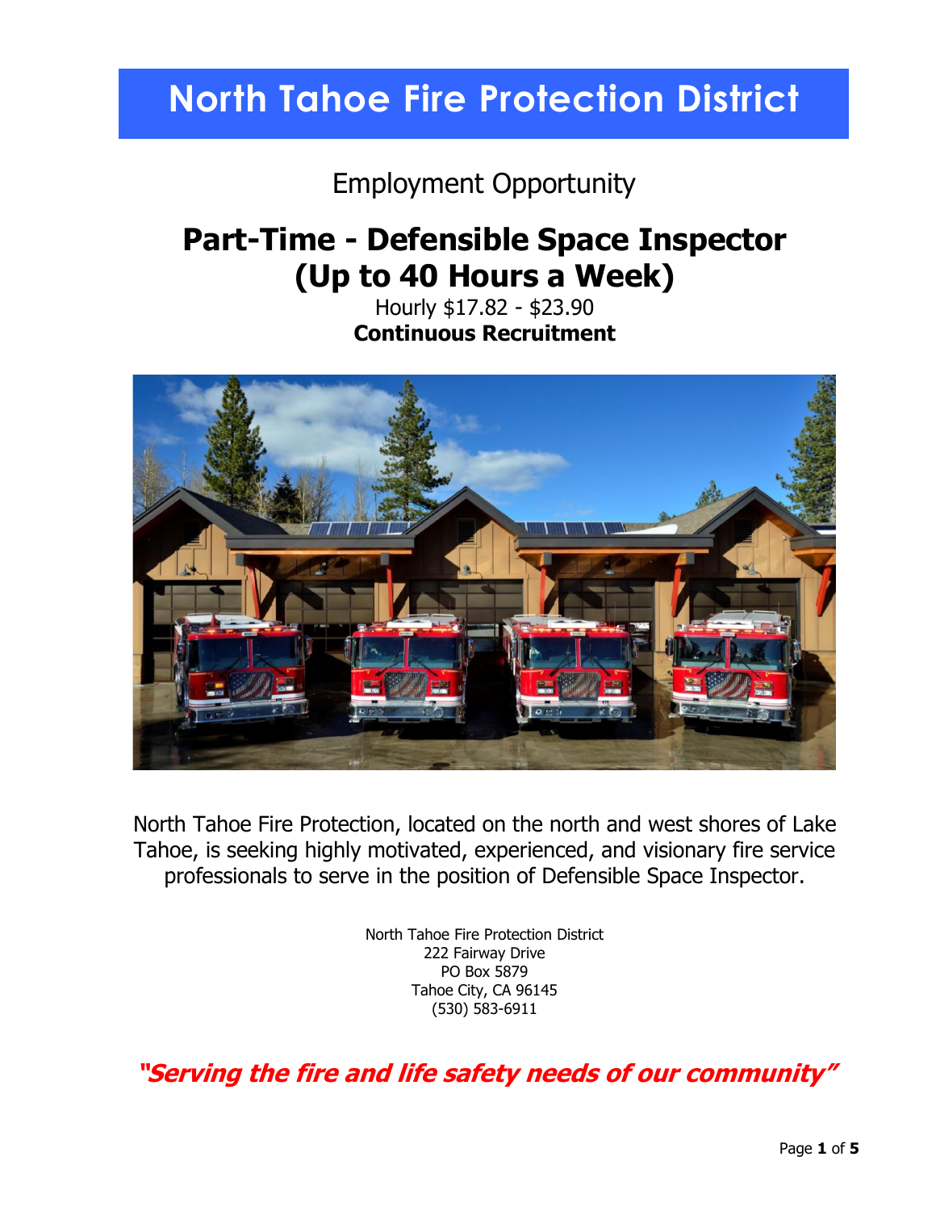# North Tahoe Fire Protection District

Employment Opportunity

## Part-Time - Defensible Space Inspector (Up to 40 Hours a Week)

Hourly $17.82 - $23.90

**Continuous Recruitment**

North Tahoe Fire Protection, located on the north and west shores of Lake Tahoe, is seeking highly motivated, experienced, and visionary fire service professionals to serve in the position of Defensible Space Inspector.

North Tahoe Fire Protection District
222 Fairway Drive
PO Box 5879
Tahoe City, CA 96145
(530) 583-6911

***"Serving the fire and life safety needs of our community"***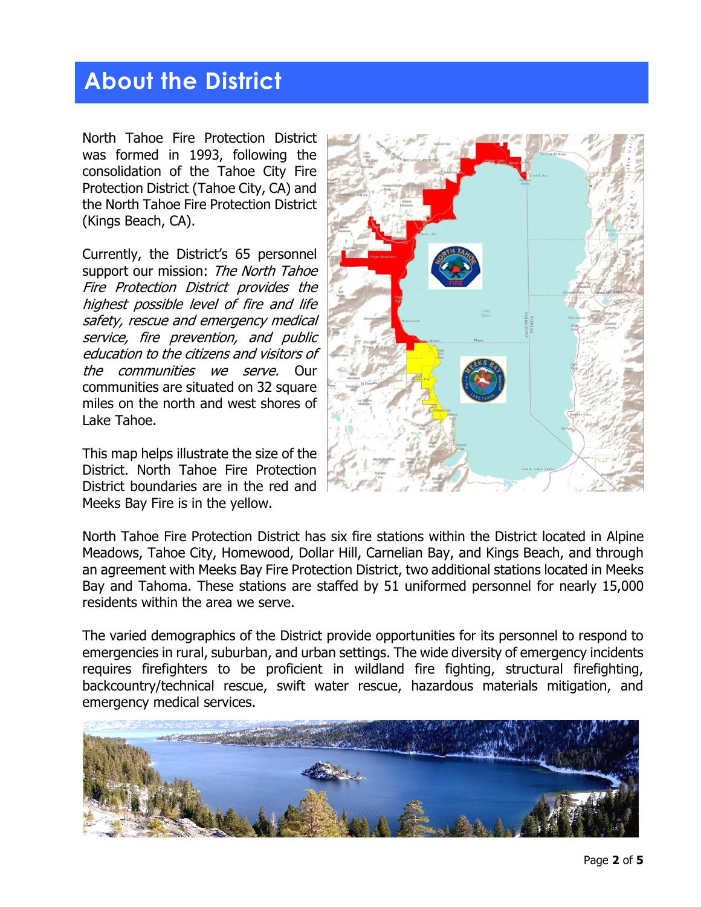# About the District

North Tahoe Fire Protection District was formed in 1993, following the consolidation of the Tahoe City Fire Protection District (Tahoe City, CA) and the North Tahoe Fire Protection District (Kings Beach, CA).

Currently, the District's 65 personnel support our mission: *The North Tahoe Fire Protection District provides the highest possible level of fire and life safety, rescue and emergency medical service, fire prevention, and public education to the citizens and visitors of the communities we serve.* Our communities are situated on 32 square miles on the north and west shores of Lake Tahoe.

This map helps illustrate the size of the District. North Tahoe Fire Protection District boundaries are in the red and Meeks Bay Fire is in the yellow.

North Tahoe Fire Protection District has six fire stations within the District located in Alpine Meadows, Tahoe City, Homewood, Dollar Hill, Carnelian Bay, and Kings Beach, and through an agreement with Meeks Bay Fire Protection District, two additional stations located in Meeks Bay and Tahoma. These stations are staffed by 51 uniformed personnel for nearly 15,000 residents within the area we serve.

The varied demographics of the District provide opportunities for its personnel to respond to emergencies in rural, suburban, and urban settings. The wide diversity of emergency incidents requires firefighters to be proficient in wildland fire fighting, structural firefighting, backcountry/technical rescue, swift water rescue, hazardous materials mitigation, and emergency medical services.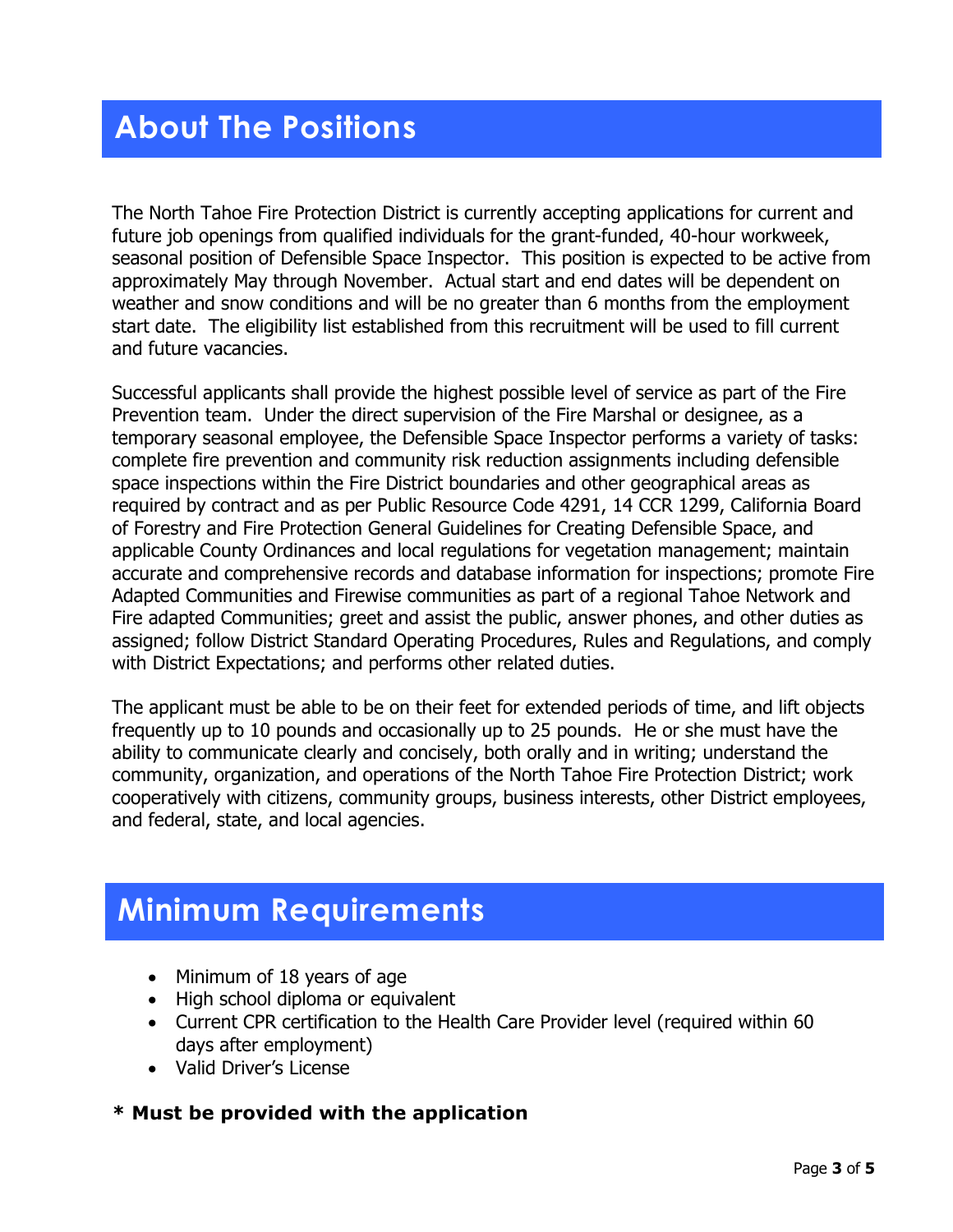# About The Positions

The North Tahoe Fire Protection District is currently accepting applications for current and future job openings from qualified individuals for the grant-funded, 40-hour workweek, seasonal position of Defensible Space Inspector. This position is expected to be active from approximately May through November. Actual start and end dates will be dependent on weather and snow conditions and will be no greater than 6 months from the employment start date. The eligibility list established from this recruitment will be used to fill current and future vacancies.

Successful applicants shall provide the highest possible level of service as part of the Fire Prevention team. Under the direct supervision of the Fire Marshal or designee, as a temporary seasonal employee, the Defensible Space Inspector performs a variety of tasks: complete fire prevention and community risk reduction assignments including defensible space inspections within the Fire District boundaries and other geographical areas as required by contract and as per Public Resource Code 4291, 14 CCR 1299, California Board of Forestry and Fire Protection General Guidelines for Creating Defensible Space, and applicable County Ordinances and local regulations for vegetation management; maintain accurate and comprehensive records and database information for inspections; promote Fire Adapted Communities and Firewise communities as part of a regional Tahoe Network and Fire adapted Communities; greet and assist the public, answer phones, and other duties as assigned; follow District Standard Operating Procedures, Rules and Regulations, and comply with District Expectations; and performs other related duties.

The applicant must be able to be on their feet for extended periods of time, and lift objects frequently up to 10 pounds and occasionally up to 25 pounds. He or she must have the ability to communicate clearly and concisely, both orally and in writing; understand the community, organization, and operations of the North Tahoe Fire Protection District; work cooperatively with citizens, community groups, business interests, other District employees, and federal, state, and local agencies.

# Minimum Requirements

- Minimum of 18 years of age
- High school diploma or equivalent
- Current CPR certification to the Health Care Provider level (required within 60 days after employment)
- Valid Driver's License

**\* Must be provided with the application**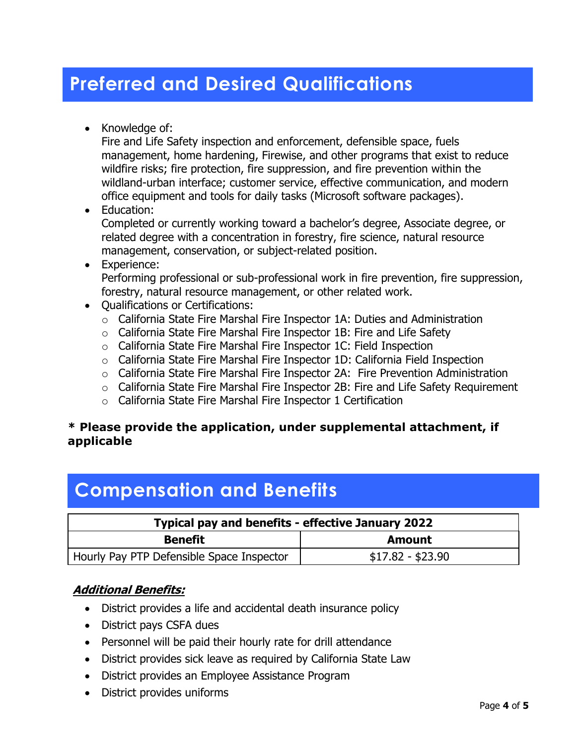## Preferred and Desired Qualifications

- Knowledge of:
  Fire and Life Safety inspection and enforcement, defensible space, fuels management, home hardening, Firewise, and other programs that exist to reduce wildfire risks; fire protection, fire suppression, and fire prevention within the wildland-urban interface; customer service, effective communication, and modern office equipment and tools for daily tasks (Microsoft software packages).
- Education:
  Completed or currently working toward a bachelor's degree, Associate degree, or related degree with a concentration in forestry, fire science, natural resource management, conservation, or subject-related position.
- Experience:
  Performing professional or sub-professional work in fire prevention, fire suppression, forestry, natural resource management, or other related work.
- Qualifications or Certifications:
  - California State Fire Marshal Fire Inspector 1A: Duties and Administration
  - California State Fire Marshal Fire Inspector 1B: Fire and Life Safety
  - California State Fire Marshal Fire Inspector 1C: Field Inspection
  - California State Fire Marshal Fire Inspector 1D: California Field Inspection
  - California State Fire Marshal Fire Inspector 2A: Fire Prevention Administration
  - California State Fire Marshal Fire Inspector 2B: Fire and Life Safety Requirement
  - California State Fire Marshal Fire Inspector 1 Certification

**\* Please provide the application, under supplemental attachment, if applicable**

## Compensation and Benefits

| Typical pay and benefits - effective January 2022 | |
|---|---|
| **Benefit** | **Amount** |
| Hourly Pay PTP Defensible Space Inspector | $17.82 - $23.90 |

***Additional Benefits:***

- District provides a life and accidental death insurance policy
- District pays CSFA dues
- Personnel will be paid their hourly rate for drill attendance
- District provides sick leave as required by California State Law
- District provides an Employee Assistance Program
- District provides uniforms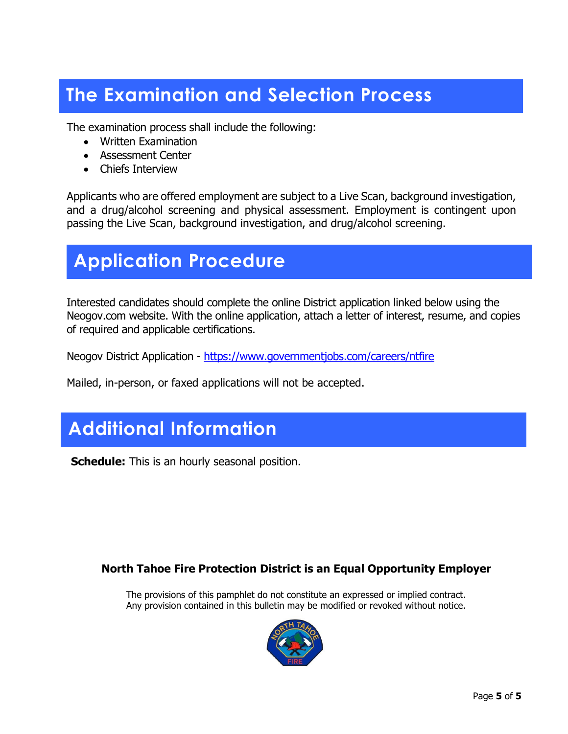## The Examination and Selection Process

The examination process shall include the following:

- Written Examination
- Assessment Center
- Chiefs Interview

Applicants who are offered employment are subject to a Live Scan, background investigation, and a drug/alcohol screening and physical assessment. Employment is contingent upon passing the Live Scan, background investigation, and drug/alcohol screening.

## Application Procedure

Interested candidates should complete the online District application linked below using the Neogov.com website. With the online application, attach a letter of interest, resume, and copies of required and applicable certifications.

Neogov District Application - https://www.governmentjobs.com/careers/ntfire

Mailed, in-person, or faxed applications will not be accepted.

## Additional Information

**Schedule:** This is an hourly seasonal position.

**North Tahoe Fire Protection District is an Equal Opportunity Employer**

The provisions of this pamphlet do not constitute an expressed or implied contract.
Any provision contained in this bulletin may be modified or revoked without notice.